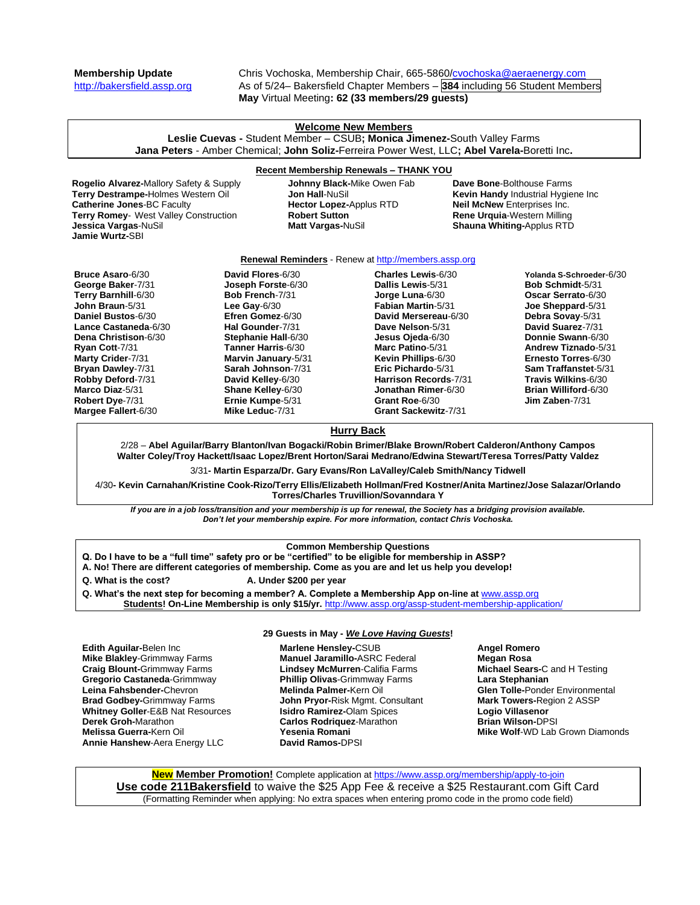**Membership Update**
http://bakersfield.assp.org

Chris Vochoska, Membership Chair, 665-5860/cvochoska@aeraenergy.com
As of 5/24– Bakersfield Chapter Members – **384** including 56 Student Members
**May** Virtual Meeting**: 62 (33 members/29 guests)**

## Welcome New Members

**Leslie Cuevas -** Student Member – CSUB**; Monica Jimenez-**South Valley Farms
**Jana Peters** - Amber Chemical; **John Soliz-**Ferreira Power West, LLC**; Abel Varela-**Boretti Inc**.**

## Recent Membership Renewals – THANK YOU

**Rogelio Alvarez-**Mallory Safety & Supply
**Terry Destrampe-**Holmes Western Oil
**Catherine Jones-**BC Faculty
**Terry Romey**- West Valley Construction
**Jessica Vargas-**NuSil
**Jamie Wurtz-**SBI
**Johnny Black-**Mike Owen Fab
**Jon Hall**-NuSil
**Hector Lopez-**Applus RTD
**Robert Sutton**
**Matt Vargas-**NuSil
**Dave Bone**-Bolthouse Farms
**Kevin Handy** Industrial Hygiene Inc
**Neil McNew** Enterprises Inc.
**Rene Urquia**-Western Milling
**Shauna Whiting-**Applus RTD

## Renewal Reminders - Renew at http://members.assp.org

**Bruce Asaro**-6/30
**George Baker**-7/31
**Terry Barnhill**-6/30
**John Braun**-5/31
**Daniel Bustos**-6/30
**Lance Castaneda**-6/30
**Dena Christison**-6/30
**Ryan Cott**-7/31
**Marty Crider**-7/31
**Bryan Dawley**-7/31
**Robby Deford**-7/31
**Marco Diaz**-5/31
**Robert Dye**-7/31
**Margee Fallert**-6/30
**David Flores**-6/30
**Joseph Forste**-6/30
**Bob French**-7/31
**Lee Gay**-6/30
**Efren Gomez**-6/30
**Hal Gounder**-7/31
**Stephanie Hall**-6/30
**Tanner Harris**-6/30
**Marvin January**-5/31
**Sarah Johnson**-7/31
**David Kelley**-6/30
**Shane Kelley**-6/30
**Ernie Kumpe**-5/31
**Mike Leduc**-7/31
**Charles Lewis**-6/30
**Dallis Lewis**-5/31
**Jorge Luna**-6/30
**Fabian Martin**-5/31
**David Mersereau**-6/30
**Dave Nelson**-5/31
**Jesus Ojeda**-6/30
**Marc Patino**-5/31
**Kevin Phillips**-6/30
**Eric Pichardo**-5/31
**Harrison Records**-7/31
**Jonathan Rimer**-6/30
**Grant Roe**-6/30
**Grant Sackewitz**-7/31
**Yolanda S-Schroeder**-6/30
**Bob Schmidt**-5/31
**Oscar Serrato**-6/30
**Joe Sheppard**-5/31
**Debra Sovay**-5/31
**David Suarez**-7/31
**Donnie Swann**-6/30
**Andrew Tiznado**-5/31
**Ernesto Torres**-6/30
**Sam Traffanstet**-5/31
**Travis Wilkins**-6/30
**Brian Williford**-6/30
**Jim Zaben**-7/31

## Hurry Back

2/28 – **Abel Aguilar/Barry Blanton/Ivan Bogacki/Robin Brimer/Blake Brown/Robert Calderon/Anthony Campos Walter Coley/Troy Hackett/Isaac Lopez/Brent Horton/Sarai Medrano/Edwina Stewart/Teresa Torres/Patty Valdez**

3/31**- Martin Esparza/Dr. Gary Evans/Ron LaValley/Caleb Smith/Nancy Tidwell**

4/30**- Kevin Carnahan/Kristine Cook-Rizo/Terry Ellis/Elizabeth Hollman/Fred Kostner/Anita Martinez/Jose Salazar/Orlando Torres/Charles Truvillion/Sovanndara Y**

***If you are in a job loss/transition and your membership is up for renewal, the Society has a bridging provision available. Don't let your membership expire. For more information, contact Chris Vochoska.***

## Common Membership Questions

**Q. Do I have to be a "full time" safety pro or be "certified" to be eligible for membership in ASSP?**
**A. No! There are different categories of membership. Come as you are and let us help you develop!**

**Q. What is the cost?** **A. Under $200 per year**

**Q. What's the next step for becoming a member? A. Complete a Membership App on-line at** www.assp.org
**Students! On-Line Membership is only $15/yr.** http://www.assp.org/assp-student-membership-application/

## 29 Guests in May - *We Love Having Guests*!

**Edith Aguilar-**Belen Inc
**Mike Blakley**-Grimmway Farms
**Craig Blount-**Grimmway Farms
**Gregorio Castaneda**-Grimmway
**Leina Fahsbender-**Chevron
**Brad Godbey-**Grimmway Farms
**Whitney Goller**-E&B Nat Resources
**Derek Groh-**Marathon
**Melissa Guerra-**Kern Oil
**Annie Hanshew**-Aera Energy LLC
**Marlene Hensley-**CSUB
**Manuel Jaramillo-**ASRC Federal
**Lindsey McMurren**-Califia Farms
**Phillip Olivas**-Grimmway Farms
**Melinda Palmer-**Kern Oil
**John Pryor-**Risk Mgmt. Consultant
**Isidro Ramirez-**Olam Spices
**Carlos Rodriquez**-Marathon
**Yesenia Romani**
**David Ramos-**DPSI
**Angel Romero**
**Megan Rosa**
**Michael Sears-**C and H Testing
**Lara Stephanian**
**Glen Tolle-**Ponder Environmental
**Mark Towers-**Region 2 ASSP
**Logio Villasenor**
**Brian Wilson-**DPSI
**Mike Wolf**-WD Lab Grown Diamonds

**New Member Promotion!** Complete application at https://www.assp.org/membership/apply-to-join
**Use code 211Bakersfield** to waive the $25 App Fee & receive a $25 Restaurant.com Gift Card
(Formatting Reminder when applying: No extra spaces when entering promo code in the promo code field)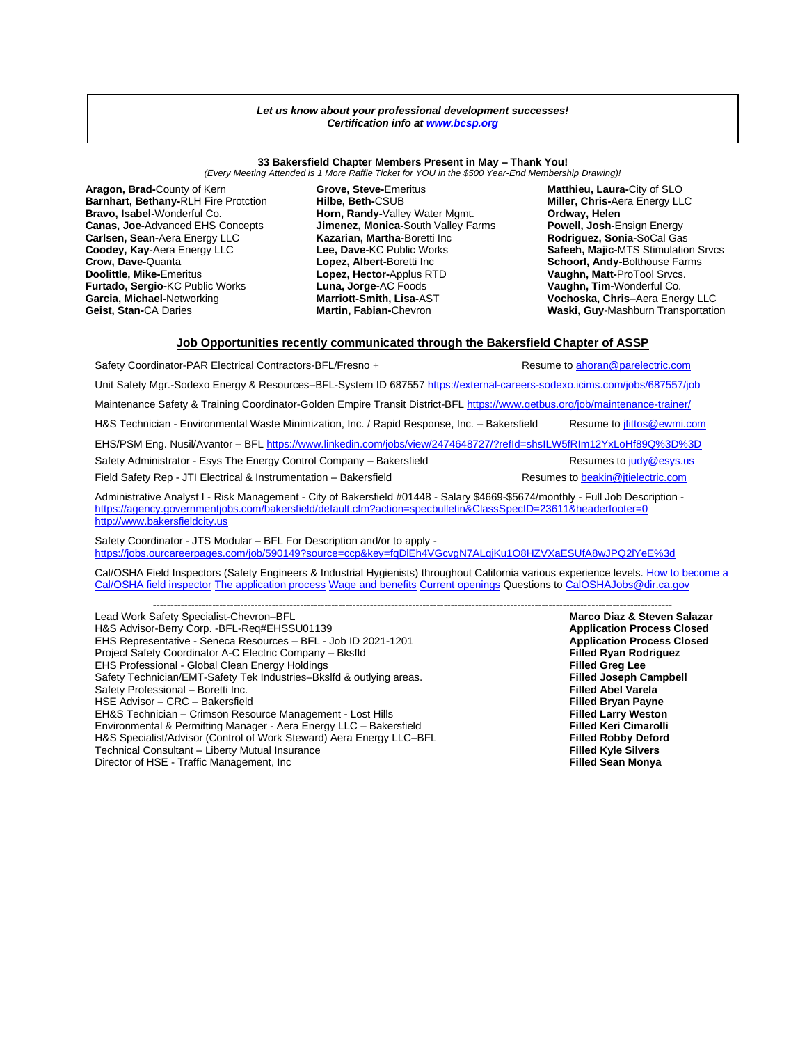***Let us know about your professional development successes!***
***Certification info at www.bcsp.org***

**33 Bakersfield Chapter Members Present in May – Thank You!**
*(Every Meeting Attended is 1 More Raffle Ticket for YOU in the $500 Year-End Membership Drawing)!*

**Aragon, Brad-**County of Kern
**Barnhart, Bethany-**RLH Fire Protction
**Bravo, Isabel-**Wonderful Co.
**Canas, Joe-**Advanced EHS Concepts
**Carlsen, Sean-**Aera Energy LLC
**Coodey, Kay**-Aera Energy LLC
**Crow, Dave-**Quanta
**Doolittle, Mike-**Emeritus
**Furtado, Sergio-**KC Public Works
**Garcia, Michael-**Networking
**Geist, Stan-**CA Daries
**Grove, Steve-**Emeritus
**Hilbe, Beth-**CSUB
**Horn, Randy-**Valley Water Mgmt.
**Jimenez, Monica-**South Valley Farms
**Kazarian, Martha-**Boretti Inc
**Lee, Dave-**KC Public Works
**Lopez, Albert-**Boretti Inc
**Lopez, Hector-**Applus RTD
**Luna, Jorge-**AC Foods
**Marriott-Smith, Lisa-**AST
**Martin, Fabian-**Chevron
**Matthieu, Laura-**City of SLO
**Miller, Chris-**Aera Energy LLC
**Ordway, Helen**
**Powell, Josh-**Ensign Energy
**Rodriguez, Sonia-**SoCal Gas
**Safeeh, Majic-**MTS Stimulation Srvcs
**Schoorl, Andy-**Bolthouse Farms
**Vaughn, Matt-**ProTool Srvcs.
**Vaughn, Tim-**Wonderful Co.
**Vochoska, Chris**–Aera Energy LLC
**Waski, Guy**-Mashburn Transportation

## Job Opportunities recently communicated through the Bakersfield Chapter of ASSP

Safety Coordinator-PAR Electrical Contractors-BFL/Fresno + Resume to ahoran@parelectric.com

Unit Safety Mgr.-Sodexo Energy & Resources–BFL-System ID 687557 https://external-careers-sodexo.icims.com/jobs/687557/job

Maintenance Safety & Training Coordinator-Golden Empire Transit District-BFL https://www.getbus.org/job/maintenance-trainer/

H&S Technician - Environmental Waste Minimization, Inc. / Rapid Response, Inc. – Bakersfield Resume to jfittos@ewmi.com

EHS/PSM Eng. Nusil/Avantor – BFL https://www.linkedin.com/jobs/view/2474648727/?refId=shsILW5fRIm12YxLoHf89Q%3D%3D

Safety Administrator - Esys The Energy Control Company – Bakersfield Resumes to judy@esys.us

Field Safety Rep - JTI Electrical & Instrumentation – Bakersfield Resumes to beakin@jtielectric.com

Administrative Analyst I - Risk Management - City of Bakersfield #01448 - Salary $4669-$5674/monthly - Full Job Description - https://agency.governmentjobs.com/bakersfield/default.cfm?action=specbulletin&ClassSpecID=23611&headerfooter=0 http://www.bakersfieldcity.us

Safety Coordinator - JTS Modular – BFL For Description and/or to apply - https://jobs.ourcareerpages.com/job/590149?source=ccp&key=fqDlEh4VGcvgN7ALqjKu1O8HZVXaESUfA8wJPQ2lYeE%3d

Cal/OSHA Field Inspectors (Safety Engineers & Industrial Hygienists) throughout California various experience levels. How to become a Cal/OSHA field inspector The application process Wage and benefits Current openings Questions to CalOSHAJobs@dir.ca.gov

---

| | |
|---|---|
| Lead Work Safety Specialist-Chevron–BFL | **Marco Diaz & Steven Salazar** |
| H&S Advisor-Berry Corp. -BFL-Req#EHSSU01139 | **Application Process Closed** |
| EHS Representative - Seneca Resources – BFL - Job ID 2021-1201 | **Application Process Closed** |
| Project Safety Coordinator A-C Electric Company – Bksfld | **Filled Ryan Rodriguez** |
| EHS Professional - Global Clean Energy Holdings | **Filled Greg Lee** |
| Safety Technician/EMT-Safety Tek Industries–Bkslfd & outlying areas. | **Filled Joseph Campbell** |
| Safety Professional – Boretti Inc. | **Filled Abel Varela** |
| HSE Advisor – CRC – Bakersfield | **Filled Bryan Payne** |
| EH&S Technician – Crimson Resource Management - Lost Hills | **Filled Larry Weston** |
| Environmental & Permitting Manager - Aera Energy LLC – Bakersfield | **Filled Keri Cimarolli** |
| H&S Specialist/Advisor (Control of Work Steward) Aera Energy LLC–BFL | **Filled Robby Deford** |
| Technical Consultant – Liberty Mutual Insurance | **Filled Kyle Silvers** |
| Director of HSE - Traffic Management, Inc | **Filled Sean Monya** |